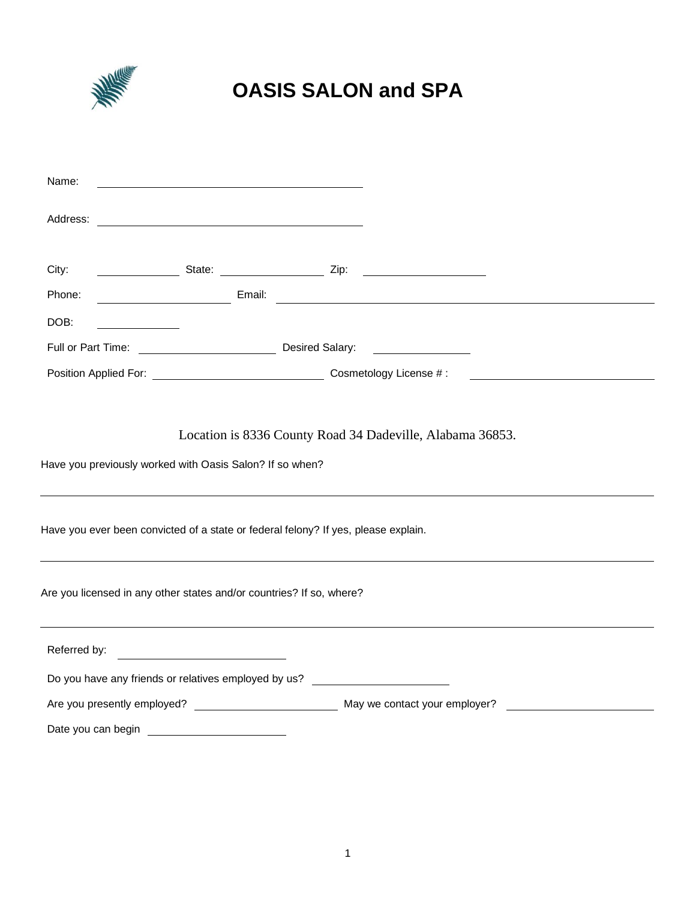# OASIS SALON and SPA

Name: ______________________________

Address: ______________________________

City: __________ State: ____________ Zip: ______________

Phone: ______________ Email: ____________________________________________

DOB: __________

Full or Part Time: ______________ Desired Salary: ____________

Position Applied For: __________________ Cosmetology License # : ____________________

Location is 8336 County Road 34 Dadeville, Alabama 36853.

Have you previously worked with Oasis Salon? If so when?

______________________________________________________________________

Have you ever been convicted of a state or federal felony? If yes, please explain.

______________________________________________________________________

Are you licensed in any other states and/or countries? If so, where?

______________________________________________________________________

Referred by: ____________________

Do you have any friends or relatives employed by us? ______________

Are you presently employed? ______________ May we contact your employer? ______________

Date you can begin ______________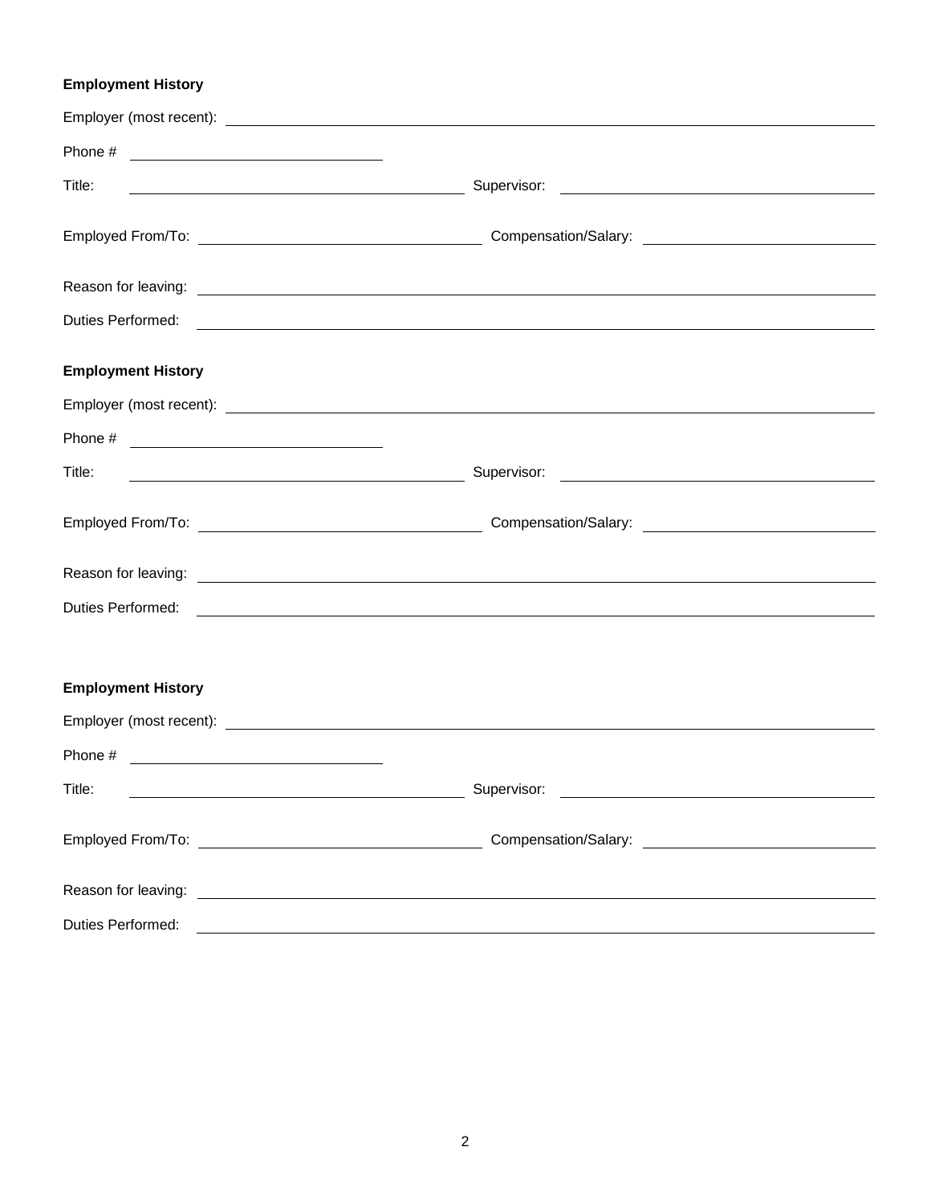**Employment History**

Employer (most recent): \_\_\_\_\_\_\_\_\_\_\_\_\_\_\_\_\_\_\_\_\_\_\_\_\_\_\_\_\_\_\_\_\_\_\_\_\_\_\_\_

Phone # \_\_\_\_\_\_\_\_\_\_\_\_\_\_\_\_\_\_\_\_

Title: \_\_\_\_\_\_\_\_\_\_\_\_\_\_\_\_\_\_\_\_ Supervisor: \_\_\_\_\_\_\_\_\_\_\_\_\_\_\_\_\_\_\_\_

Employed From/To: \_\_\_\_\_\_\_\_\_\_\_\_\_\_\_\_\_\_\_\_ Compensation/Salary: \_\_\_\_\_\_\_\_\_\_\_\_\_\_\_\_\_\_\_\_

Reason for leaving: \_\_\_\_\_\_\_\_\_\_\_\_\_\_\_\_\_\_\_\_\_\_\_\_\_\_\_\_\_\_\_\_\_\_\_\_\_\_\_\_

Duties Performed: \_\_\_\_\_\_\_\_\_\_\_\_\_\_\_\_\_\_\_\_\_\_\_\_\_\_\_\_\_\_\_\_\_\_\_\_\_\_\_\_

**Employment History**

Employer (most recent): \_\_\_\_\_\_\_\_\_\_\_\_\_\_\_\_\_\_\_\_\_\_\_\_\_\_\_\_\_\_\_\_\_\_\_\_\_\_\_\_

Phone # \_\_\_\_\_\_\_\_\_\_\_\_\_\_\_\_\_\_\_\_

Title: \_\_\_\_\_\_\_\_\_\_\_\_\_\_\_\_\_\_\_\_ Supervisor: \_\_\_\_\_\_\_\_\_\_\_\_\_\_\_\_\_\_\_\_

Employed From/To: \_\_\_\_\_\_\_\_\_\_\_\_\_\_\_\_\_\_\_\_ Compensation/Salary: \_\_\_\_\_\_\_\_\_\_\_\_\_\_\_\_\_\_\_\_

Reason for leaving: \_\_\_\_\_\_\_\_\_\_\_\_\_\_\_\_\_\_\_\_\_\_\_\_\_\_\_\_\_\_\_\_\_\_\_\_\_\_\_\_

Duties Performed: \_\_\_\_\_\_\_\_\_\_\_\_\_\_\_\_\_\_\_\_\_\_\_\_\_\_\_\_\_\_\_\_\_\_\_\_\_\_\_\_

**Employment History**

Employer (most recent): \_\_\_\_\_\_\_\_\_\_\_\_\_\_\_\_\_\_\_\_\_\_\_\_\_\_\_\_\_\_\_\_\_\_\_\_\_\_\_\_

Phone # \_\_\_\_\_\_\_\_\_\_\_\_\_\_\_\_\_\_\_\_

Title: \_\_\_\_\_\_\_\_\_\_\_\_\_\_\_\_\_\_\_\_ Supervisor: \_\_\_\_\_\_\_\_\_\_\_\_\_\_\_\_\_\_\_\_

Employed From/To: \_\_\_\_\_\_\_\_\_\_\_\_\_\_\_\_\_\_\_\_ Compensation/Salary: \_\_\_\_\_\_\_\_\_\_\_\_\_\_\_\_\_\_\_\_

Reason for leaving: \_\_\_\_\_\_\_\_\_\_\_\_\_\_\_\_\_\_\_\_\_\_\_\_\_\_\_\_\_\_\_\_\_\_\_\_\_\_\_\_

Duties Performed: \_\_\_\_\_\_\_\_\_\_\_\_\_\_\_\_\_\_\_\_\_\_\_\_\_\_\_\_\_\_\_\_\_\_\_\_\_\_\_\_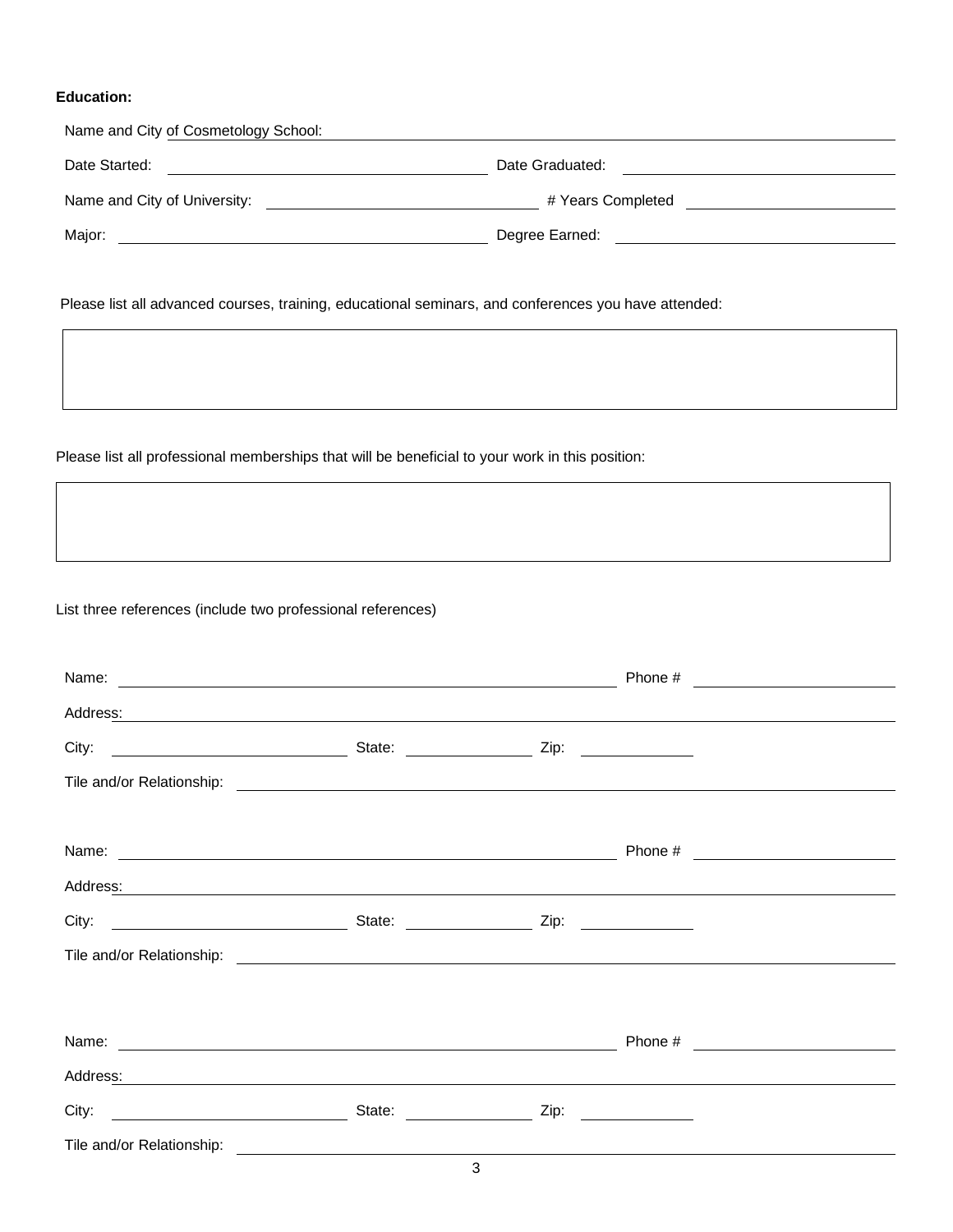**Education:**

Name and City of Cosmetology School: ____________________

Date Started: ____________________ Date Graduated: ____________________

Name and City of University: ____________________ # Years Completed ____________________

Major: ____________________ Degree Earned: ____________________

Please list all advanced courses, training, educational seminars, and conferences you have attended:

Please list all professional memberships that will be beneficial to your work in this position:

List three references (include two professional references)

Name: ____________________ Phone # ____________________

Address: ____________________

City: ____________________ State: ____________________ Zip: ____________________

Tile and/or Relationship: ____________________

Name: ____________________ Phone # ____________________

Address: ____________________

City: ____________________ State: ____________________ Zip: ____________________

Tile and/or Relationship: ____________________

Name: ____________________ Phone # ____________________

Address: ____________________

City: ____________________ State: ____________________ Zip: ____________________

Tile and/or Relationship: ____________________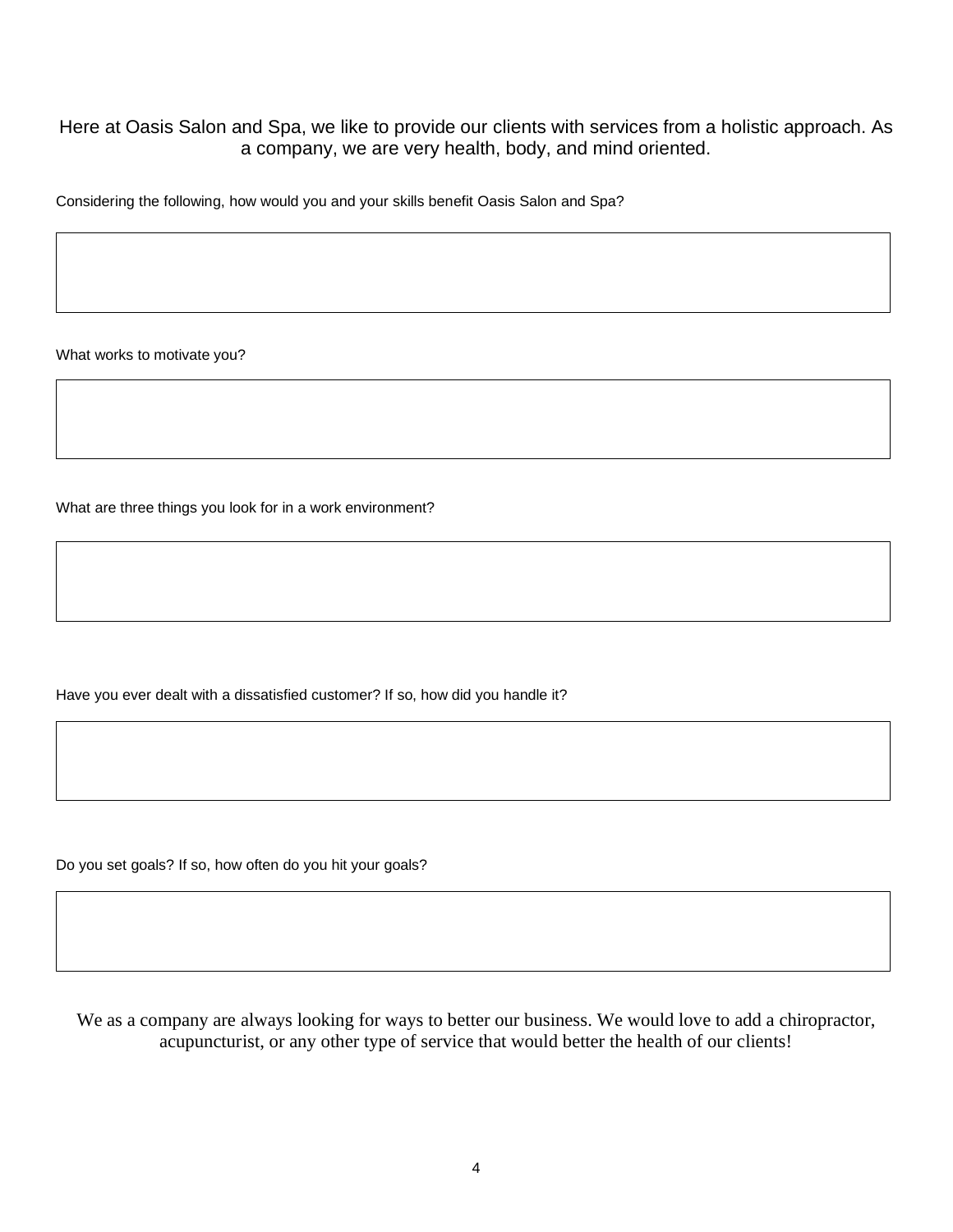Here at Oasis Salon and Spa, we like to provide our clients with services from a holistic approach. As a company, we are very health, body, and mind oriented.

Considering the following, how would you and your skills benefit Oasis Salon and Spa?

What works to motivate you?

What are three things you look for in a work environment?

Have you ever dealt with a dissatisfied customer? If so, how did you handle it?

Do you set goals? If so, how often do you hit your goals?

We as a company are always looking for ways to better our business. We would love to add a chiropractor, acupuncturist, or any other type of service that would better the health of our clients!